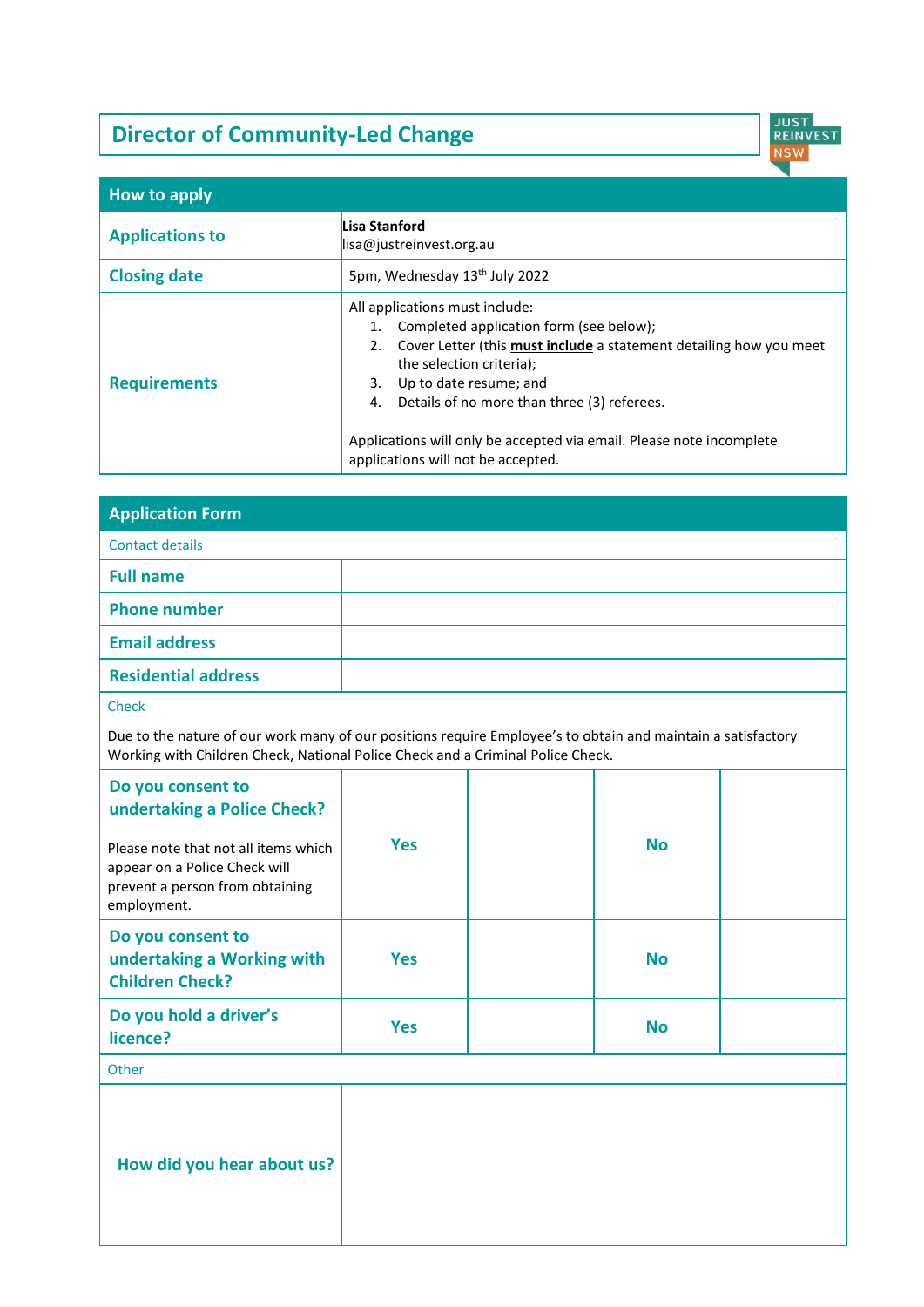# Director of Community-Led Change

JUST REINVEST NSW

## How to apply

| | |
|---|---|
| **Applications to** | **Lisa Stanford**<br>lisa@justreinvest.org.au |
| **Closing date** | 5pm, Wednesday 13th July 2022 |
| **Requirements** | All applications must include:<br>1. Completed application form (see below);<br>2. Cover Letter (this **must include** a statement detailing how you meet the selection criteria);<br>3. Up to date resume; and<br>4. Details of no more than three (3) referees.<br><br>Applications will only be accepted via email. Please note incomplete applications will not be accepted. |

## Application Form

Contact details

| | |
|---|---|
| **Full name** | |
| **Phone number** | |
| **Email address** | |
| **Residential address** | |

Check

Due to the nature of our work many of our positions require Employee's to obtain and maintain a satisfactory Working with Children Check, National Police Check and a Criminal Police Check.

| | | | | |
|---|---|---|---|---|
| **Do you consent to undertaking a Police Check?**<br><br>Please note that not all items which appear on a Police Check will prevent a person from obtaining employment. | **Yes** | | **No** | |
| **Do you consent to undertaking a Working with Children Check?** | **Yes** | | **No** | |
| **Do you hold a driver's licence?** | **Yes** | | **No** | |

Other

| | |
|---|---|
| **How did you hear about us?** | |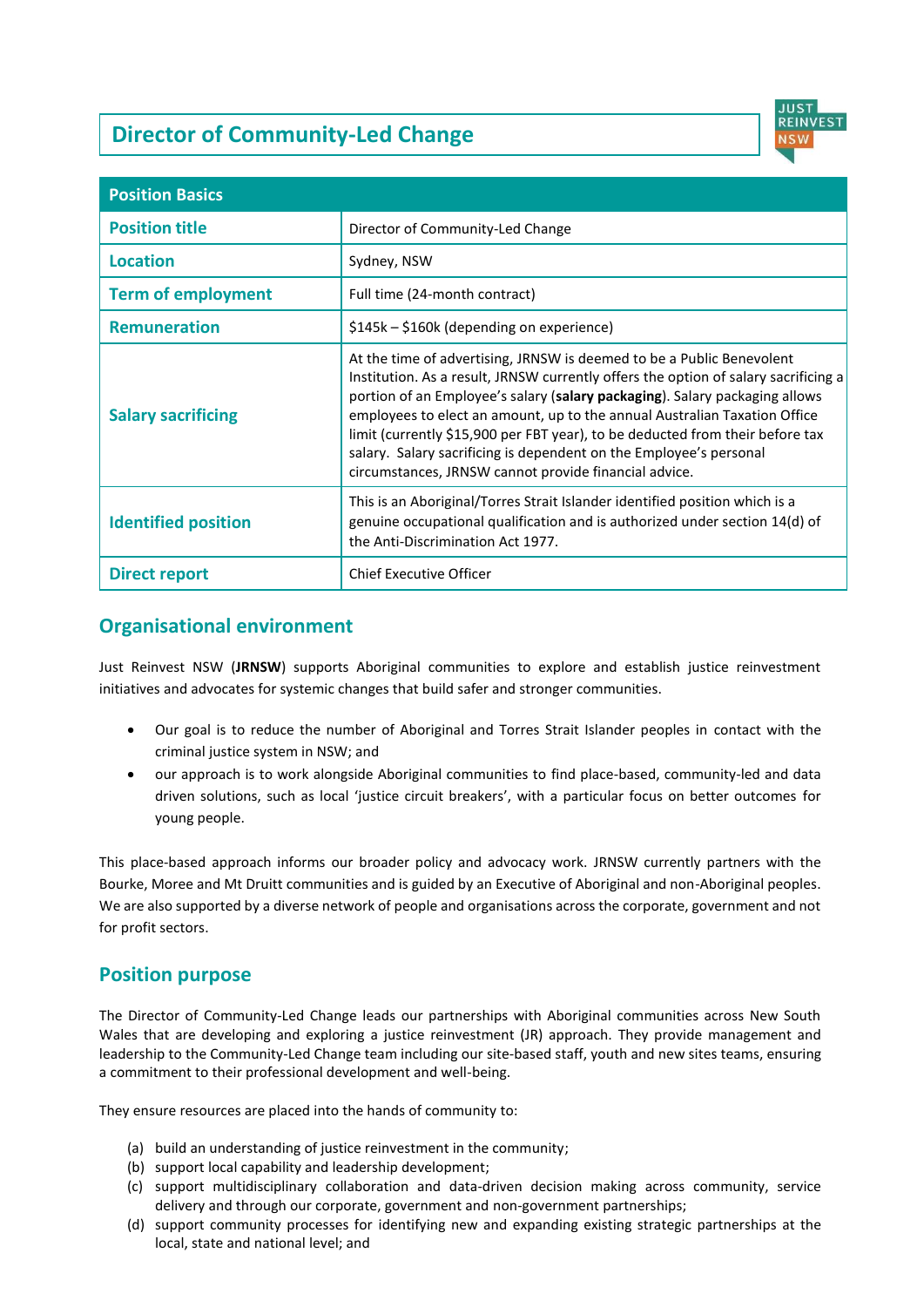# Director of Community-Led Change

| Position Basics | |
|---|---|
| **Position title** | Director of Community-Led Change |
| **Location** | Sydney, NSW |
| **Term of employment** | Full time (24-month contract) |
| **Remuneration** | $145k – $160k (depending on experience) |
| **Salary sacrificing** | At the time of advertising, JRNSW is deemed to be a Public Benevolent Institution. As a result, JRNSW currently offers the option of salary sacrificing a portion of an Employee's salary (**salary packaging**). Salary packaging allows employees to elect an amount, up to the annual Australian Taxation Office limit (currently $15,900 per FBT year), to be deducted from their before tax salary. Salary sacrificing is dependent on the Employee's personal circumstances, JRNSW cannot provide financial advice. |
| **Identified position** | This is an Aboriginal/Torres Strait Islander identified position which is a genuine occupational qualification and is authorized under section 14(d) of the Anti-Discrimination Act 1977. |
| **Direct report** | Chief Executive Officer |

## Organisational environment

Just Reinvest NSW (**JRNSW**) supports Aboriginal communities to explore and establish justice reinvestment initiatives and advocates for systemic changes that build safer and stronger communities.

- Our goal is to reduce the number of Aboriginal and Torres Strait Islander peoples in contact with the criminal justice system in NSW; and
- our approach is to work alongside Aboriginal communities to find place-based, community-led and data driven solutions, such as local 'justice circuit breakers', with a particular focus on better outcomes for young people.

This place-based approach informs our broader policy and advocacy work. JRNSW currently partners with the Bourke, Moree and Mt Druitt communities and is guided by an Executive of Aboriginal and non-Aboriginal peoples. We are also supported by a diverse network of people and organisations across the corporate, government and not for profit sectors.

## Position purpose

The Director of Community-Led Change leads our partnerships with Aboriginal communities across New South Wales that are developing and exploring a justice reinvestment (JR) approach. They provide management and leadership to the Community-Led Change team including our site-based staff, youth and new sites teams, ensuring a commitment to their professional development and well-being.

They ensure resources are placed into the hands of community to:

(a) build an understanding of justice reinvestment in the community;
(b) support local capability and leadership development;
(c) support multidisciplinary collaboration and data-driven decision making across community, service delivery and through our corporate, government and non-government partnerships;
(d) support community processes for identifying new and expanding existing strategic partnerships at the local, state and national level; and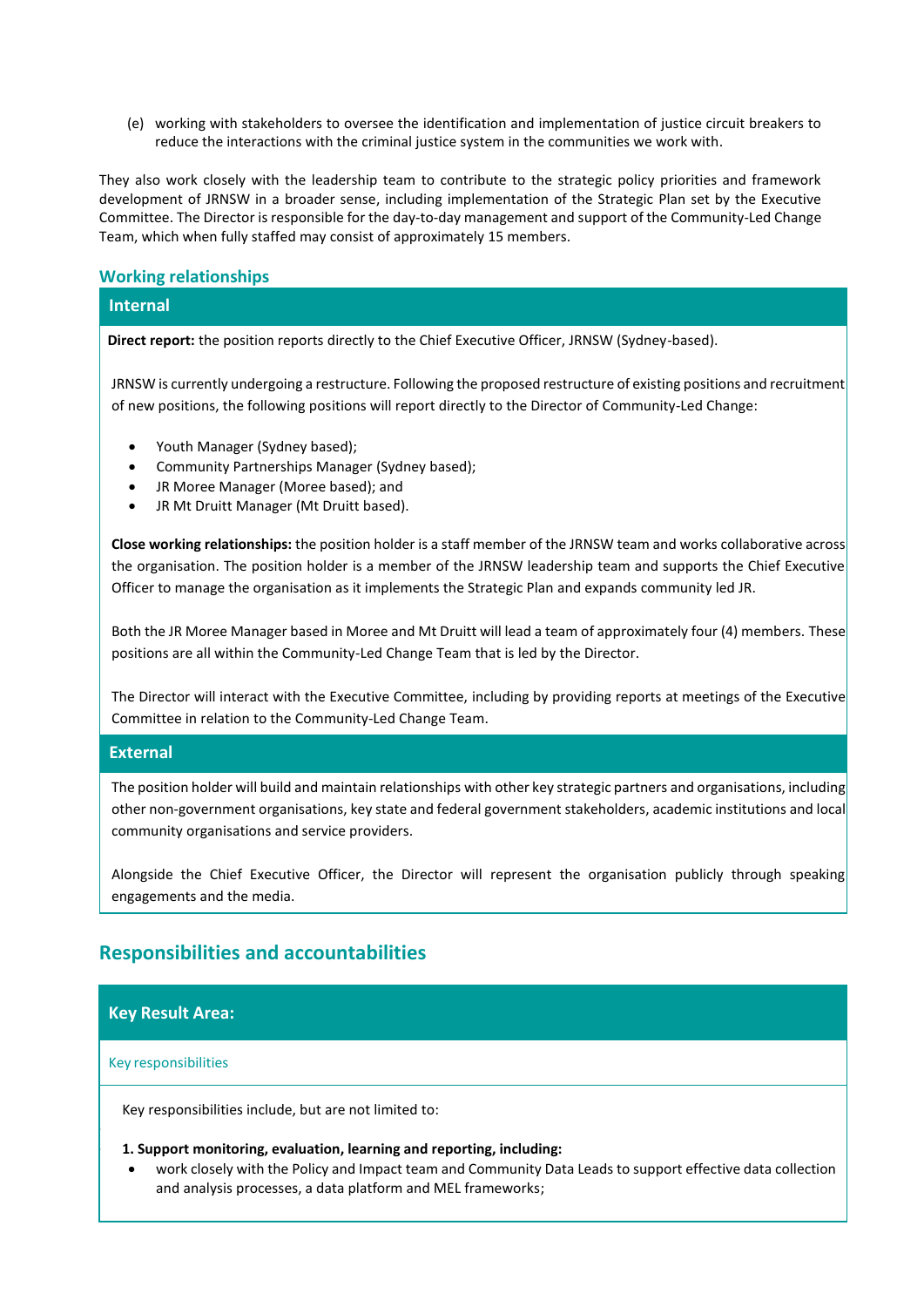(e) working with stakeholders to oversee the identification and implementation of justice circuit breakers to reduce the interactions with the criminal justice system in the communities we work with.

They also work closely with the leadership team to contribute to the strategic policy priorities and framework development of JRNSW in a broader sense, including implementation of the Strategic Plan set by the Executive Committee. The Director is responsible for the day-to-day management and support of the Community-Led Change Team, which when fully staffed may consist of approximately 15 members.

## Working relationships

### Internal

**Direct report:** the position reports directly to the Chief Executive Officer, JRNSW (Sydney-based).

JRNSW is currently undergoing a restructure. Following the proposed restructure of existing positions and recruitment of new positions, the following positions will report directly to the Director of Community-Led Change:

- Youth Manager (Sydney based);
- Community Partnerships Manager (Sydney based);
- JR Moree Manager (Moree based); and
- JR Mt Druitt Manager (Mt Druitt based).

**Close working relationships:** the position holder is a staff member of the JRNSW team and works collaborative across the organisation. The position holder is a member of the JRNSW leadership team and supports the Chief Executive Officer to manage the organisation as it implements the Strategic Plan and expands community led JR.

Both the JR Moree Manager based in Moree and Mt Druitt will lead a team of approximately four (4) members. These positions are all within the Community-Led Change Team that is led by the Director.

The Director will interact with the Executive Committee, including by providing reports at meetings of the Executive Committee in relation to the Community-Led Change Team.

### External

The position holder will build and maintain relationships with other key strategic partners and organisations, including other non-government organisations, key state and federal government stakeholders, academic institutions and local community organisations and service providers.

Alongside the Chief Executive Officer, the Director will represent the organisation publicly through speaking engagements and the media.

## Responsibilities and accountabilities

### Key Result Area:

Key responsibilities

Key responsibilities include, but are not limited to:

**1. Support monitoring, evaluation, learning and reporting, including:**

- work closely with the Policy and Impact team and Community Data Leads to support effective data collection and analysis processes, a data platform and MEL frameworks;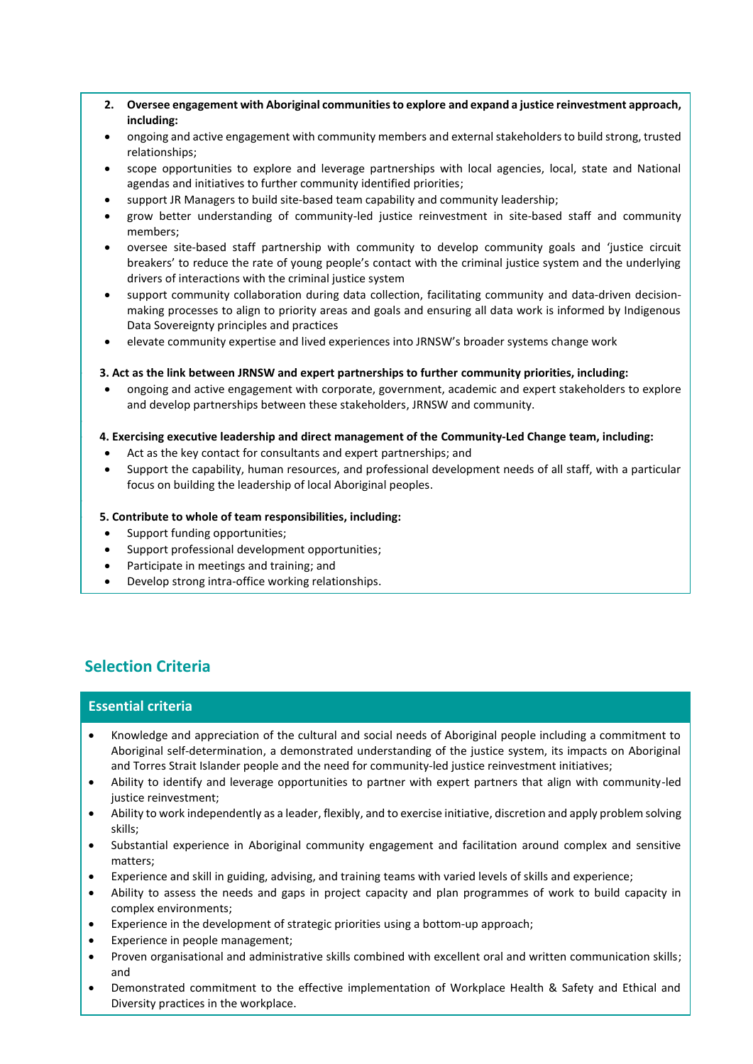**2. Oversee engagement with Aboriginal communities to explore and expand a justice reinvestment approach, including:**

- ongoing and active engagement with community members and external stakeholders to build strong, trusted relationships;
- scope opportunities to explore and leverage partnerships with local agencies, local, state and National agendas and initiatives to further community identified priorities;
- support JR Managers to build site-based team capability and community leadership;
- grow better understanding of community-led justice reinvestment in site-based staff and community members;
- oversee site-based staff partnership with community to develop community goals and 'justice circuit breakers' to reduce the rate of young people's contact with the criminal justice system and the underlying drivers of interactions with the criminal justice system
- support community collaboration during data collection, facilitating community and data-driven decision-making processes to align to priority areas and goals and ensuring all data work is informed by Indigenous Data Sovereignty principles and practices
- elevate community expertise and lived experiences into JRNSW's broader systems change work

**3. Act as the link between JRNSW and expert partnerships to further community priorities, including:**

- ongoing and active engagement with corporate, government, academic and expert stakeholders to explore and develop partnerships between these stakeholders, JRNSW and community.

**4. Exercising executive leadership and direct management of the Community-Led Change team, including:**

- Act as the key contact for consultants and expert partnerships; and
- Support the capability, human resources, and professional development needs of all staff, with a particular focus on building the leadership of local Aboriginal peoples.

**5. Contribute to whole of team responsibilities, including:**

- Support funding opportunities;
- Support professional development opportunities;
- Participate in meetings and training; and
- Develop strong intra-office working relationships.

## Selection Criteria

### Essential criteria

- Knowledge and appreciation of the cultural and social needs of Aboriginal people including a commitment to Aboriginal self-determination, a demonstrated understanding of the justice system, its impacts on Aboriginal and Torres Strait Islander people and the need for community-led justice reinvestment initiatives;
- Ability to identify and leverage opportunities to partner with expert partners that align with community-led justice reinvestment;
- Ability to work independently as a leader, flexibly, and to exercise initiative, discretion and apply problem solving skills;
- Substantial experience in Aboriginal community engagement and facilitation around complex and sensitive matters;
- Experience and skill in guiding, advising, and training teams with varied levels of skills and experience;
- Ability to assess the needs and gaps in project capacity and plan programmes of work to build capacity in complex environments;
- Experience in the development of strategic priorities using a bottom-up approach;
- Experience in people management;
- Proven organisational and administrative skills combined with excellent oral and written communication skills; and
- Demonstrated commitment to the effective implementation of Workplace Health & Safety and Ethical and Diversity practices in the workplace.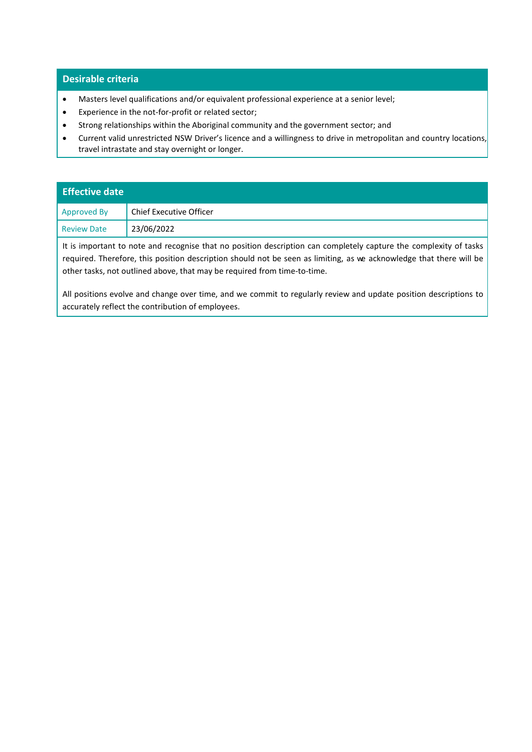## Desirable criteria

- Masters level qualifications and/or equivalent professional experience at a senior level;
- Experience in the not-for-profit or related sector;
- Strong relationships within the Aboriginal community and the government sector; and
- Current valid unrestricted NSW Driver's licence and a willingness to drive in metropolitan and country locations, travel intrastate and stay overnight or longer.

## Effective date

| | |
|---|---|
| Approved By | Chief Executive Officer |
| Review Date | 23/06/2022 |

It is important to note and recognise that no position description can completely capture the complexity of tasks required. Therefore, this position description should not be seen as limiting, as we acknowledge that there will be other tasks, not outlined above, that may be required from time-to-time.

All positions evolve and change over time, and we commit to regularly review and update position descriptions to accurately reflect the contribution of employees.